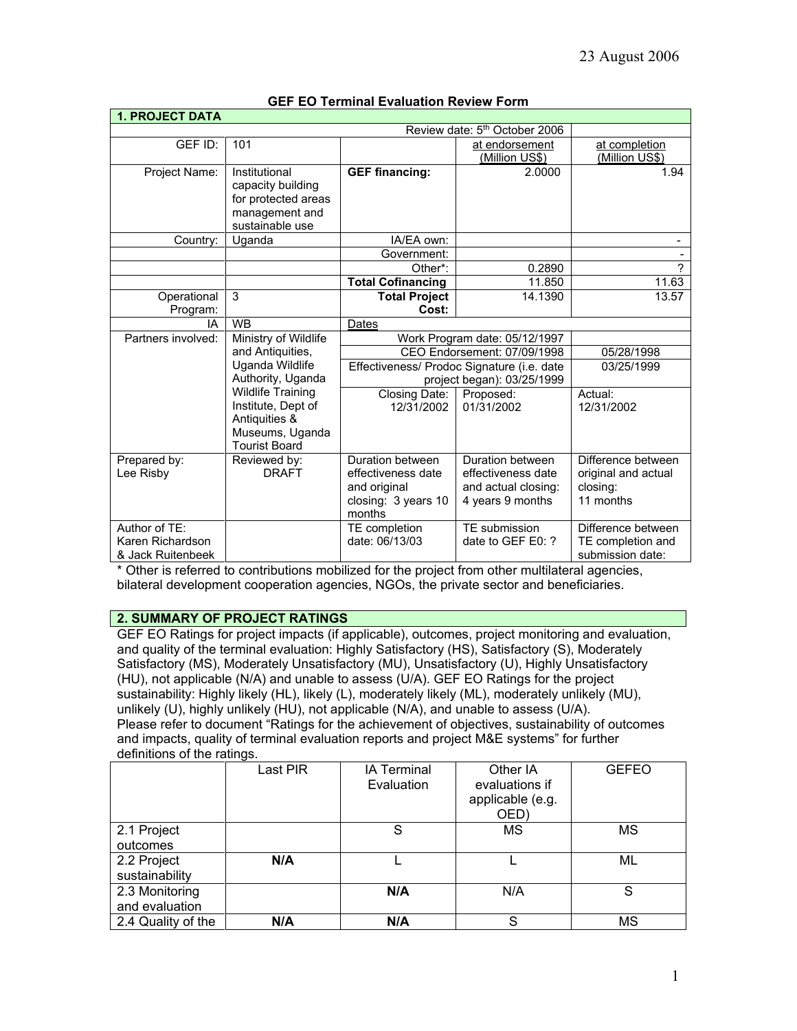23 August 2006

**GEF EO Terminal Evaluation Review Form**

| **1. PROJECT DATA** | | | | |
|---|---|---|---|---|
| | | Review date: 5th October 2006 | | |
| GEF ID: | 101 | | at endorsement (Million US$) | at completion (Million US$) |
| Project Name: | Institutional capacity building for protected areas management and sustainable use | **GEF financing:** | 2.0000 | 1.94 |
| Country: | Uganda | IA/EA own: | | - |
| | | Government: | | - |
| | | Other*: | 0.2890 | ? |
| | | **Total Cofinancing** | 11.850 | 11.63 |
| Operational Program: | 3 | **Total Project Cost:** | 14.1390 | 13.57 |
| IA | WB | Dates | | |
| Partners involved: | Ministry of Wildlife and Antiquities, Uganda Wildlife Authority, Uganda Wildlife Training Institute, Dept of Antiquities & Museums, Uganda Tourist Board | Work Program date: 05/12/1997 | | |
| | | CEO Endorsement: 07/09/1998 | | 05/28/1998 |
| | | Effectiveness/ Prodoc Signature (i.e. date project began): 03/25/1999 | | 03/25/1999 |
| | | Closing Date: 12/31/2002 | Proposed: 01/31/2002 | Actual: 12/31/2002 |
| Prepared by: Lee Risby | Reviewed by: DRAFT | Duration between effectiveness date and original closing: 3 years 10 months | Duration between effectiveness date and actual closing: 4 years 9 months | Difference between original and actual closing: 11 months |
| Author of TE: Karen Richardson & Jack Ruitenbeek | | TE completion date: 06/13/03 | TE submission date to GEF E0: ? | Difference between TE completion and submission date: |

\* Other is referred to contributions mobilized for the project from other multilateral agencies, bilateral development cooperation agencies, NGOs, the private sector and beneficiaries.

**2. SUMMARY OF PROJECT RATINGS**

GEF EO Ratings for project impacts (if applicable), outcomes, project monitoring and evaluation, and quality of the terminal evaluation: Highly Satisfactory (HS), Satisfactory (S), Moderately Satisfactory (MS), Moderately Unsatisfactory (MU), Unsatisfactory (U), Highly Unsatisfactory (HU), not applicable (N/A) and unable to assess (U/A). GEF EO Ratings for the project sustainability: Highly likely (HL), likely (L), moderately likely (ML), moderately unlikely (MU), unlikely (U), highly unlikely (HU), not applicable (N/A), and unable to assess (U/A). Please refer to document "Ratings for the achievement of objectives, sustainability of outcomes and impacts, quality of terminal evaluation reports and project M&E systems" for further definitions of the ratings.

| | Last PIR | IA Terminal Evaluation | Other IA evaluations if applicable (e.g. OED) | GEFEO |
|---|---|---|---|---|
| 2.1 Project outcomes | | S | MS | MS |
| 2.2 Project sustainability | **N/A** | L | L | ML |
| 2.3 Monitoring and evaluation | | **N/A** | N/A | S |
| 2.4 Quality of the | **N/A** | **N/A** | S | MS |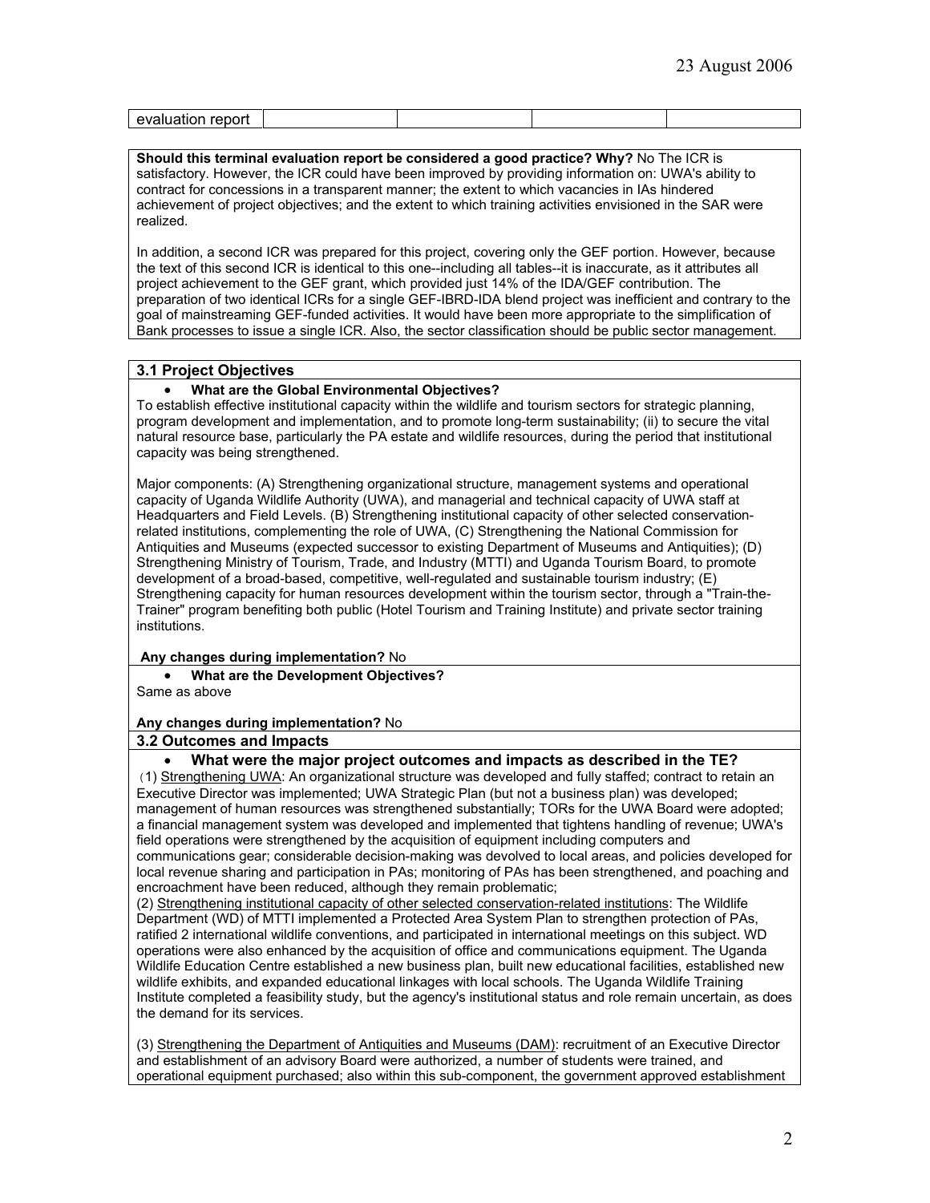| evaluation report | | | | |
|---|---|---|---|---|

**Should this terminal evaluation report be considered a good practice? Why?** No The ICR is satisfactory. However, the ICR could have been improved by providing information on: UWA's ability to contract for concessions in a transparent manner; the extent to which vacancies in IAs hindered achievement of project objectives; and the extent to which training activities envisioned in the SAR were realized.

In addition, a second ICR was prepared for this project, covering only the GEF portion. However, because the text of this second ICR is identical to this one--including all tables--it is inaccurate, as it attributes all project achievement to the GEF grant, which provided just 14% of the IDA/GEF contribution. The preparation of two identical ICRs for a single GEF-IBRD-IDA blend project was inefficient and contrary to the goal of mainstreaming GEF-funded activities. It would have been more appropriate to the simplification of Bank processes to issue a single ICR. Also, the sector classification should be public sector management.

## 3.1 Project Objectives

- **What are the Global Environmental Objectives?**

To establish effective institutional capacity within the wildlife and tourism sectors for strategic planning, program development and implementation, and to promote long-term sustainability; (ii) to secure the vital natural resource base, particularly the PA estate and wildlife resources, during the period that institutional capacity was being strengthened.

Major components: (A) Strengthening organizational structure, management systems and operational capacity of Uganda Wildlife Authority (UWA), and managerial and technical capacity of UWA staff at Headquarters and Field Levels. (B) Strengthening institutional capacity of other selected conservation-related institutions, complementing the role of UWA, (C) Strengthening the National Commission for Antiquities and Museums (expected successor to existing Department of Museums and Antiquities); (D) Strengthening Ministry of Tourism, Trade, and Industry (MTTI) and Uganda Tourism Board, to promote development of a broad-based, competitive, well-regulated and sustainable tourism industry; (E) Strengthening capacity for human resources development within the tourism sector, through a "Train-the-Trainer" program benefiting both public (Hotel Tourism and Training Institute) and private sector training institutions.

**Any changes during implementation?** No

- **What are the Development Objectives?**

Same as above

**Any changes during implementation?** No

## 3.2 Outcomes and Impacts

- **What were the major project outcomes and impacts as described in the TE?**

(1) Strengthening UWA: An organizational structure was developed and fully staffed; contract to retain an Executive Director was implemented; UWA Strategic Plan (but not a business plan) was developed; management of human resources was strengthened substantially; TORs for the UWA Board were adopted; a financial management system was developed and implemented that tightens handling of revenue; UWA's field operations were strengthened by the acquisition of equipment including computers and communications gear; considerable decision-making was devolved to local areas, and policies developed for local revenue sharing and participation in PAs; monitoring of PAs has been strengthened, and poaching and encroachment have been reduced, although they remain problematic;

(2) Strengthening institutional capacity of other selected conservation-related institutions: The Wildlife Department (WD) of MTTI implemented a Protected Area System Plan to strengthen protection of PAs, ratified 2 international wildlife conventions, and participated in international meetings on this subject. WD operations were also enhanced by the acquisition of office and communications equipment. The Uganda Wildlife Education Centre established a new business plan, built new educational facilities, established new wildlife exhibits, and expanded educational linkages with local schools. The Uganda Wildlife Training Institute completed a feasibility study, but the agency's institutional status and role remain uncertain, as does the demand for its services.

(3) Strengthening the Department of Antiquities and Museums (DAM): recruitment of an Executive Director and establishment of an advisory Board were authorized, a number of students were trained, and operational equipment purchased; also within this sub-component, the government approved establishment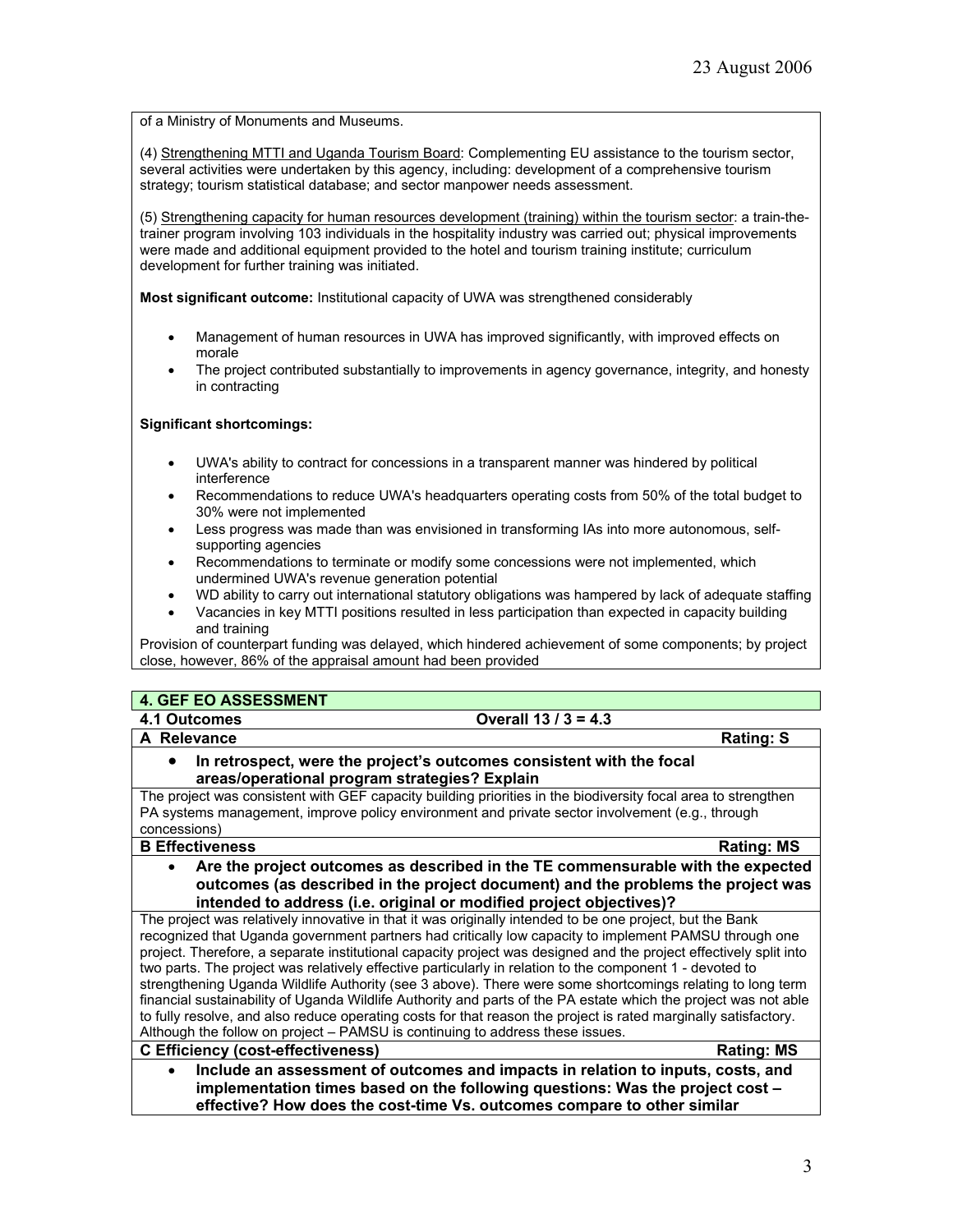of a Ministry of Monuments and Museums.

(4) Strengthening MTTI and Uganda Tourism Board: Complementing EU assistance to the tourism sector, several activities were undertaken by this agency, including: development of a comprehensive tourism strategy; tourism statistical database; and sector manpower needs assessment.

(5) Strengthening capacity for human resources development (training) within the tourism sector: a train-the-trainer program involving 103 individuals in the hospitality industry was carried out; physical improvements were made and additional equipment provided to the hotel and tourism training institute; curriculum development for further training was initiated.

**Most significant outcome:** Institutional capacity of UWA was strengthened considerably

- Management of human resources in UWA has improved significantly, with improved effects on morale
- The project contributed substantially to improvements in agency governance, integrity, and honesty in contracting

**Significant shortcomings:**

- UWA's ability to contract for concessions in a transparent manner was hindered by political interference
- Recommendations to reduce UWA's headquarters operating costs from 50% of the total budget to 30% were not implemented
- Less progress was made than was envisioned in transforming IAs into more autonomous, self-supporting agencies
- Recommendations to terminate or modify some concessions were not implemented, which undermined UWA's revenue generation potential
- WD ability to carry out international statutory obligations was hampered by lack of adequate staffing
- Vacancies in key MTTI positions resulted in less participation than expected in capacity building and training

Provision of counterpart funding was delayed, which hindered achievement of some components; by project close, however, 86% of the appraisal amount had been provided

## 4. GEF EO ASSESSMENT

### 4.1 Outcomes — Overall 13 / 3 = 4.3

**A Relevance — Rating: S**

- **In retrospect, were the project's outcomes consistent with the focal areas/operational program strategies? Explain**

The project was consistent with GEF capacity building priorities in the biodiversity focal area to strengthen PA systems management, improve policy environment and private sector involvement (e.g., through concessions)

**B Effectiveness — Rating: MS**

- **Are the project outcomes as described in the TE commensurable with the expected outcomes (as described in the project document) and the problems the project was intended to address (i.e. original or modified project objectives)?**

The project was relatively innovative in that it was originally intended to be one project, but the Bank recognized that Uganda government partners had critically low capacity to implement PAMSU through one project. Therefore, a separate institutional capacity project was designed and the project effectively split into two parts. The project was relatively effective particularly in relation to the component 1 - devoted to strengthening Uganda Wildlife Authority (see 3 above). There were some shortcomings relating to long term financial sustainability of Uganda Wildlife Authority and parts of the PA estate which the project was not able to fully resolve, and also reduce operating costs for that reason the project is rated marginally satisfactory. Although the follow on project – PAMSU is continuing to address these issues.

**C Efficiency (cost-effectiveness) — Rating: MS**

- **Include an assessment of outcomes and impacts in relation to inputs, costs, and implementation times based on the following questions: Was the project cost – effective? How does the cost-time Vs. outcomes compare to other similar**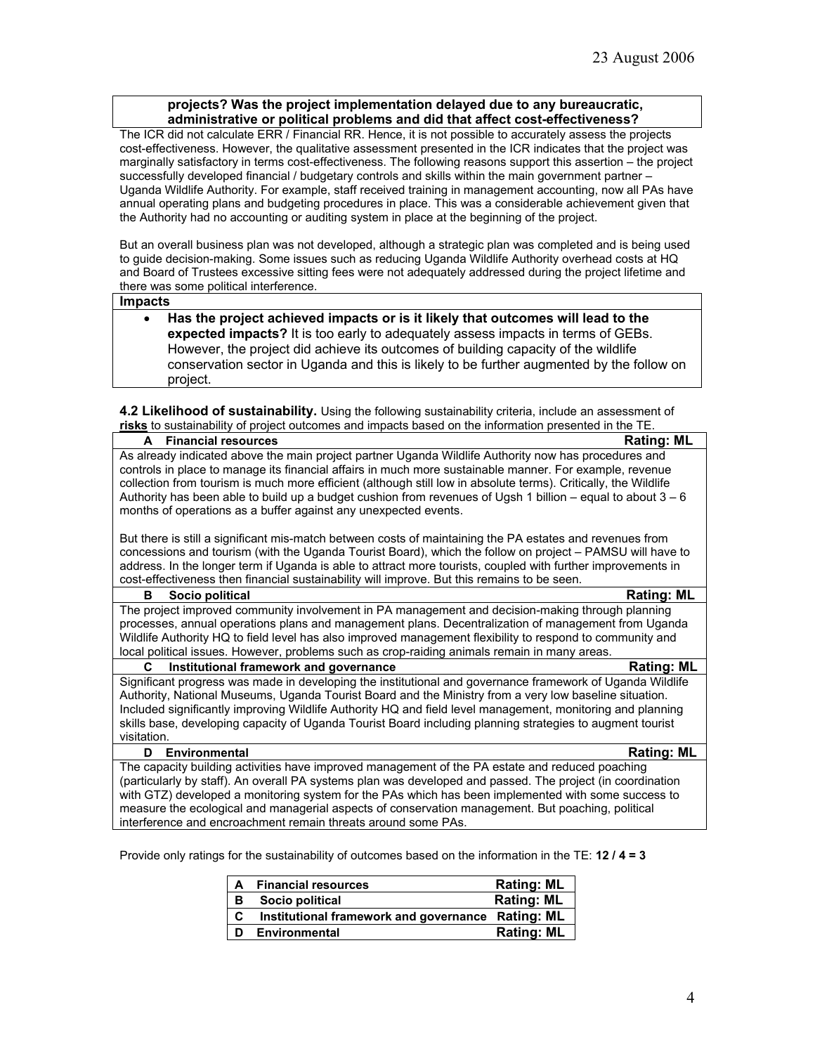**projects? Was the project implementation delayed due to any bureaucratic, administrative or political problems and did that affect cost-effectiveness?**

The ICR did not calculate ERR / Financial RR. Hence, it is not possible to accurately assess the projects cost-effectiveness. However, the qualitative assessment presented in the ICR indicates that the project was marginally satisfactory in terms cost-effectiveness. The following reasons support this assertion – the project successfully developed financial / budgetary controls and skills within the main government partner – Uganda Wildlife Authority. For example, staff received training in management accounting, now all PAs have annual operating plans and budgeting procedures in place. This was a considerable achievement given that the Authority had no accounting or auditing system in place at the beginning of the project.

But an overall business plan was not developed, although a strategic plan was completed and is being used to guide decision-making. Some issues such as reducing Uganda Wildlife Authority overhead costs at HQ and Board of Trustees excessive sitting fees were not adequately addressed during the project lifetime and there was some political interference.

**Impacts**

- **Has the project achieved impacts or is it likely that outcomes will lead to the expected impacts?** It is too early to adequately assess impacts in terms of GEBs. However, the project did achieve its outcomes of building capacity of the wildlife conservation sector in Uganda and this is likely to be further augmented by the follow on project.

**4.2 Likelihood of sustainability.** Using the following sustainability criteria, include an assessment of **risks** to sustainability of project outcomes and impacts based on the information presented in the TE.

**A Financial resources** — **Rating: ML**

As already indicated above the main project partner Uganda Wildlife Authority now has procedures and controls in place to manage its financial affairs in much more sustainable manner. For example, revenue collection from tourism is much more efficient (although still low in absolute terms). Critically, the Wildlife Authority has been able to build up a budget cushion from revenues of Ugsh 1 billion – equal to about 3 – 6 months of operations as a buffer against any unexpected events.

But there is still a significant mis-match between costs of maintaining the PA estates and revenues from concessions and tourism (with the Uganda Tourist Board), which the follow on project – PAMSU will have to address. In the longer term if Uganda is able to attract more tourists, coupled with further improvements in cost-effectiveness then financial sustainability will improve. But this remains to be seen.

**B Socio political** — **Rating: ML**

The project improved community involvement in PA management and decision-making through planning processes, annual operations plans and management plans. Decentralization of management from Uganda Wildlife Authority HQ to field level has also improved management flexibility to respond to community and local political issues. However, problems such as crop-raiding animals remain in many areas.

**C Institutional framework and governance** — **Rating: ML**

Significant progress was made in developing the institutional and governance framework of Uganda Wildlife Authority, National Museums, Uganda Tourist Board and the Ministry from a very low baseline situation. Included significantly improving Wildlife Authority HQ and field level management, monitoring and planning skills base, developing capacity of Uganda Tourist Board including planning strategies to augment tourist visitation.

**D Environmental** — **Rating: ML**

The capacity building activities have improved management of the PA estate and reduced poaching (particularly by staff). An overall PA systems plan was developed and passed. The project (in coordination with GTZ) developed a monitoring system for the PAs which has been implemented with some success to measure the ecological and managerial aspects of conservation management. But poaching, political interference and encroachment remain threats around some PAs.

Provide only ratings for the sustainability of outcomes based on the information in the TE: **12 / 4 = 3**

| | | |
|---|---|---|
| **A** | **Financial resources** | **Rating: ML** |
| **B** | **Socio political** | **Rating: ML** |
| **C** | **Institutional framework and governance** | **Rating: ML** |
| **D** | **Environmental** | **Rating: ML** |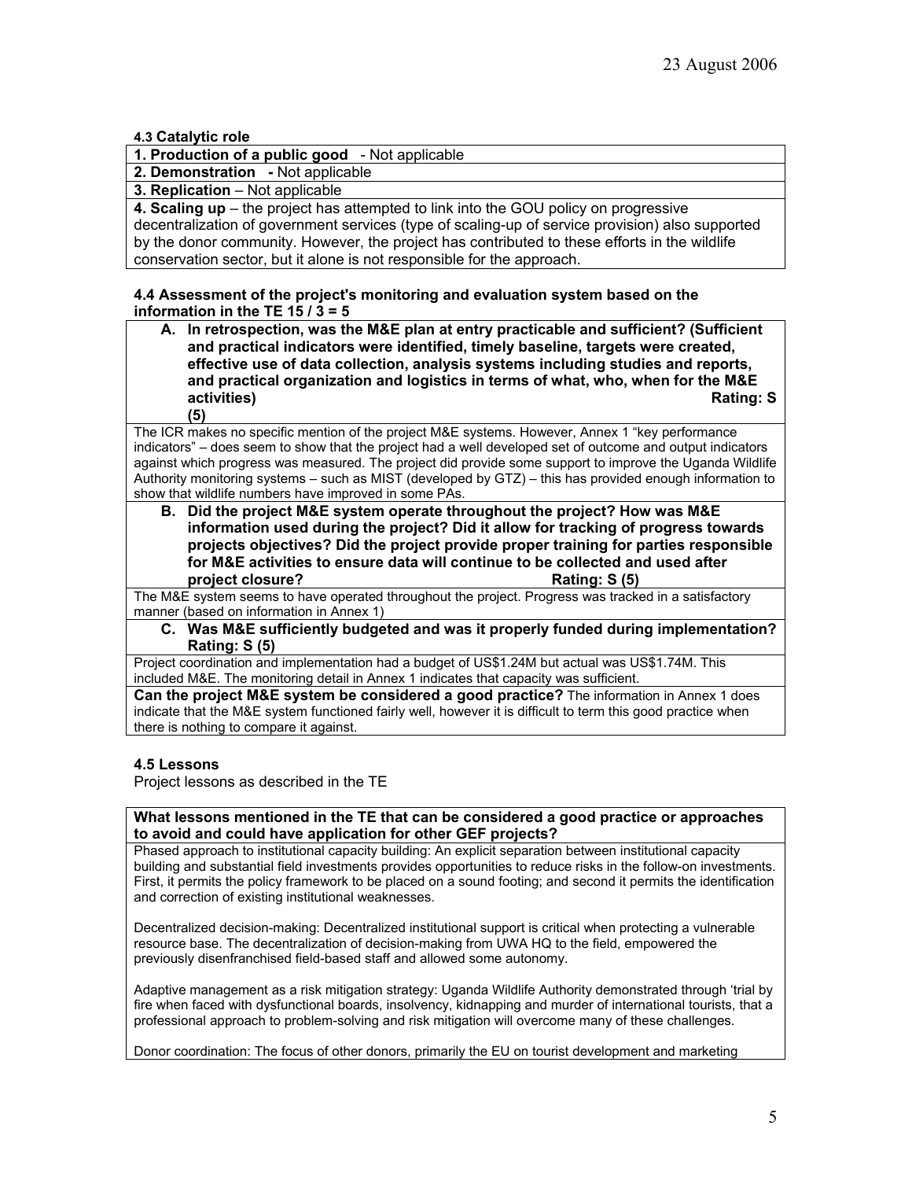#### 4.3 Catalytic role

| |
|---|
| **1. Production of a public good** - Not applicable |
| **2. Demonstration -** Not applicable |
| **3. Replication** – Not applicable |
| **4. Scaling up** – the project has attempted to link into the GOU policy on progressive decentralization of government services (type of scaling-up of service provision) also supported by the donor community. However, the project has contributed to these efforts in the wildlife conservation sector, but it alone is not responsible for the approach. |

#### 4.4 Assessment of the project's monitoring and evaluation system based on the information in the TE 15 / 3 = 5

| |
|---|
| **A. In retrospection, was the M&E plan at entry practicable and sufficient? (Sufficient and practical indicators were identified, timely baseline, targets were created, effective use of data collection, analysis systems including studies and reports, and practical organization and logistics in terms of what, who, when for the M&E activities) Rating: S (5)** |
| The ICR makes no specific mention of the project M&E systems. However, Annex 1 "key performance indicators" – does seem to show that the project had a well developed set of outcome and output indicators against which progress was measured. The project did provide some support to improve the Uganda Wildlife Authority monitoring systems – such as MIST (developed by GTZ) – this has provided enough information to show that wildlife numbers have improved in some PAs. |
| **B. Did the project M&E system operate throughout the project? How was M&E information used during the project? Did it allow for tracking of progress towards projects objectives? Did the project provide proper training for parties responsible for M&E activities to ensure data will continue to be collected and used after project closure? Rating: S (5)** |
| The M&E system seems to have operated throughout the project. Progress was tracked in a satisfactory manner (based on information in Annex 1) |
| **C. Was M&E sufficiently budgeted and was it properly funded during implementation? Rating: S (5)** |
| Project coordination and implementation had a budget of US$1.24M but actual was US$1.74M. This included M&E. The monitoring detail in Annex 1 indicates that capacity was sufficient. |
| **Can the project M&E system be considered a good practice?** The information in Annex 1 does indicate that the M&E system functioned fairly well, however it is difficult to term this good practice when there is nothing to compare it against. |

#### 4.5 Lessons

Project lessons as described in the TE

| |
|---|
| **What lessons mentioned in the TE that can be considered a good practice or approaches to avoid and could have application for other GEF projects?** |
| Phased approach to institutional capacity building: An explicit separation between institutional capacity building and substantial field investments provides opportunities to reduce risks in the follow-on investments. First, it permits the policy framework to be placed on a sound footing; and second it permits the identification and correction of existing institutional weaknesses.<br><br>Decentralized decision-making: Decentralized institutional support is critical when protecting a vulnerable resource base. The decentralization of decision-making from UWA HQ to the field, empowered the previously disenfranchised field-based staff and allowed some autonomy.<br><br>Adaptive management as a risk mitigation strategy: Uganda Wildlife Authority demonstrated through 'trial by fire when faced with dysfunctional boards, insolvency, kidnapping and murder of international tourists, that a professional approach to problem-solving and risk mitigation will overcome many of these challenges.<br><br>Donor coordination: The focus of other donors, primarily the EU on tourist development and marketing |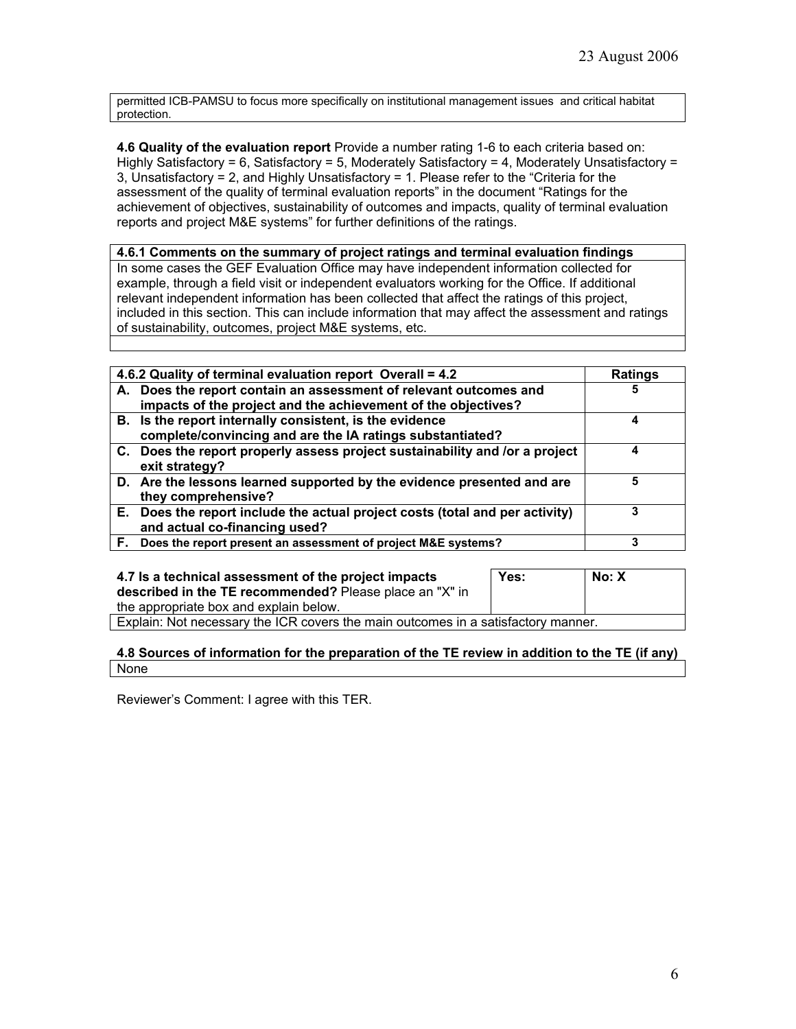| |
|---|
| permitted ICB-PAMSU to focus more specifically on institutional management issues and critical habitat protection. |

**4.6 Quality of the evaluation report** Provide a number rating 1-6 to each criteria based on: Highly Satisfactory = 6, Satisfactory = 5, Moderately Satisfactory = 4, Moderately Unsatisfactory = 3, Unsatisfactory = 2, and Highly Unsatisfactory = 1. Please refer to the "Criteria for the assessment of the quality of terminal evaluation reports" in the document "Ratings for the achievement of objectives, sustainability of outcomes and impacts, quality of terminal evaluation reports and project M&E systems" for further definitions of the ratings.

| **4.6.1 Comments on the summary of project ratings and terminal evaluation findings** |
|---|
| In some cases the GEF Evaluation Office may have independent information collected for example, through a field visit or independent evaluators working for the Office. If additional relevant independent information has been collected that affect the ratings of this project, included in this section. This can include information that may affect the assessment and ratings of sustainability, outcomes, project M&E systems, etc. |
| |

| **4.6.2 Quality of terminal evaluation report Overall = 4.2** | **Ratings** |
|---|---|
| **A. Does the report contain an assessment of relevant outcomes and impacts of the project and the achievement of the objectives?** | 5 |
| **B. Is the report internally consistent, is the evidence complete/convincing and are the IA ratings substantiated?** | 4 |
| **C. Does the report properly assess project sustainability and /or a project exit strategy?** | 4 |
| **D. Are the lessons learned supported by the evidence presented and are they comprehensive?** | 5 |
| **E. Does the report include the actual project costs (total and per activity) and actual co-financing used?** | 3 |
| **F. Does the report present an assessment of project M&E systems?** | 3 |

| **4.7 Is a technical assessment of the project impacts described in the TE recommended?** Please place an "X" in the appropriate box and explain below. | Yes: | No: X |
|---|---|---|
| Explain: Not necessary the ICR covers the main outcomes in a satisfactory manner. | | |

| **4.8 Sources of information for the preparation of the TE review in addition to the TE (if any)** |
|---|
| None |

Reviewer's Comment: I agree with this TER.